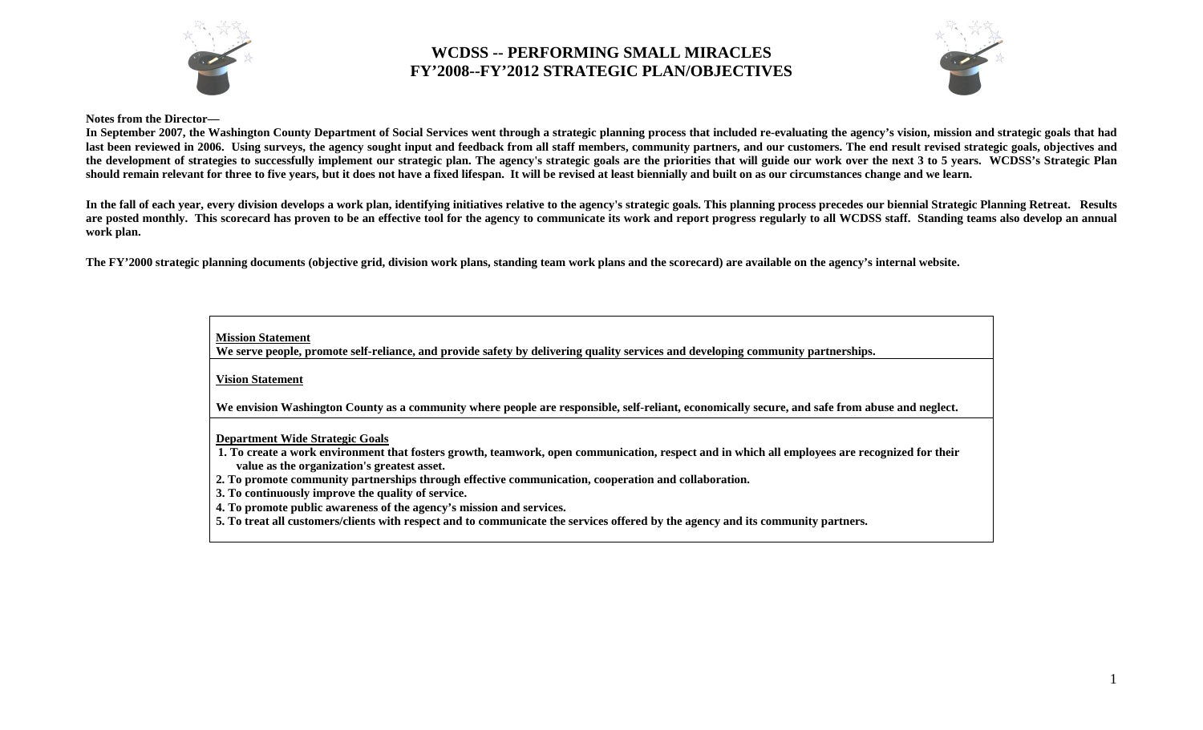# WCDSS -- PERFORMING SMALL MIRACLES
# FY'2008--FY'2012 STRATEGIC PLAN/OBJECTIVES

**Notes from the Director—**

**In September 2007, the Washington County Department of Social Services went through a strategic planning process that included re-evaluating the agency's vision, mission and strategic goals that had last been reviewed in 2006. Using surveys, the agency sought input and feedback from all staff members, community partners, and our customers. The end result revised strategic goals, objectives and the development of strategies to successfully implement our strategic plan. The agency's strategic goals are the priorities that will guide our work over the next 3 to 5 years. WCDSS's Strategic Plan should remain relevant for three to five years, but it does not have a fixed lifespan. It will be revised at least biennially and built on as our circumstances change and we learn.**

**In the fall of each year, every division develops a work plan, identifying initiatives relative to the agency's strategic goals. This planning process precedes our biennial Strategic Planning Retreat. Results are posted monthly. This scorecard has proven to be an effective tool for the agency to communicate its work and report progress regularly to all WCDSS staff. Standing teams also develop an annual work plan.**

**The FY'2000 strategic planning documents (objective grid, division work plans, standing team work plans and the scorecard) are available on the agency's internal website.**

**<u>Mission Statement</u>**
**We serve people, promote self-reliance, and provide safety by delivering quality services and developing community partnerships.**

**<u>Vision Statement</u>**

**We envision Washington County as a community where people are responsible, self-reliant, economically secure, and safe from abuse and neglect.**

**<u>Department Wide Strategic Goals</u>**

1. **To create a work environment that fosters growth, teamwork, open communication, respect and in which all employees are recognized for their value as the organization's greatest asset.**
2. **To promote community partnerships through effective communication, cooperation and collaboration.**
3. **To continuously improve the quality of service.**
4. **To promote public awareness of the agency's mission and services.**
5. **To treat all customers/clients with respect and to communicate the services offered by the agency and its community partners.**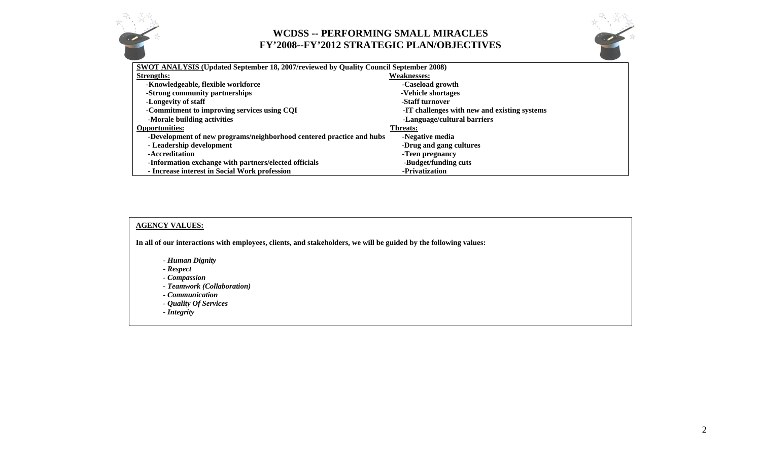# WCDSS -- PERFORMING SMALL MIRACLES
## FY'2008--FY'2012 STRATEGIC PLAN/OBJECTIVES

**SWOT ANALYSIS (Updated September 18, 2007/reviewed by Quality Council September 2008)**

| **Strengths:** | **Weaknesses:** |
|---|---|
| -Knowledgeable, flexible workforce | -Caseload growth |
| -Strong community partnerships | -Vehicle shortages |
| -Longevity of staff | -Staff turnover |
| -Commitment to improving services using CQI | -IT challenges with new and existing systems |
| -Morale building activities | -Language/cultural barriers |
| **Opportunities:** | **Threats:** |
| -Development of new programs/neighborhood centered practice and hubs | -Negative media |
| - Leadership development | -Drug and gang cultures |
| -Accreditation | -Teen pregnancy |
| -Information exchange with partners/elected officials | -Budget/funding cuts |
| - Increase interest in Social Work profession | -Privatization |

**AGENCY VALUES:**

**In all of our interactions with employees, clients, and stakeholders, we will be guided by the following values:**

- ***Human Dignity***
- ***Respect***
- ***Compassion***
- ***Teamwork (Collaboration)***
- ***Communication***
- ***Quality Of Services***
- ***Integrity***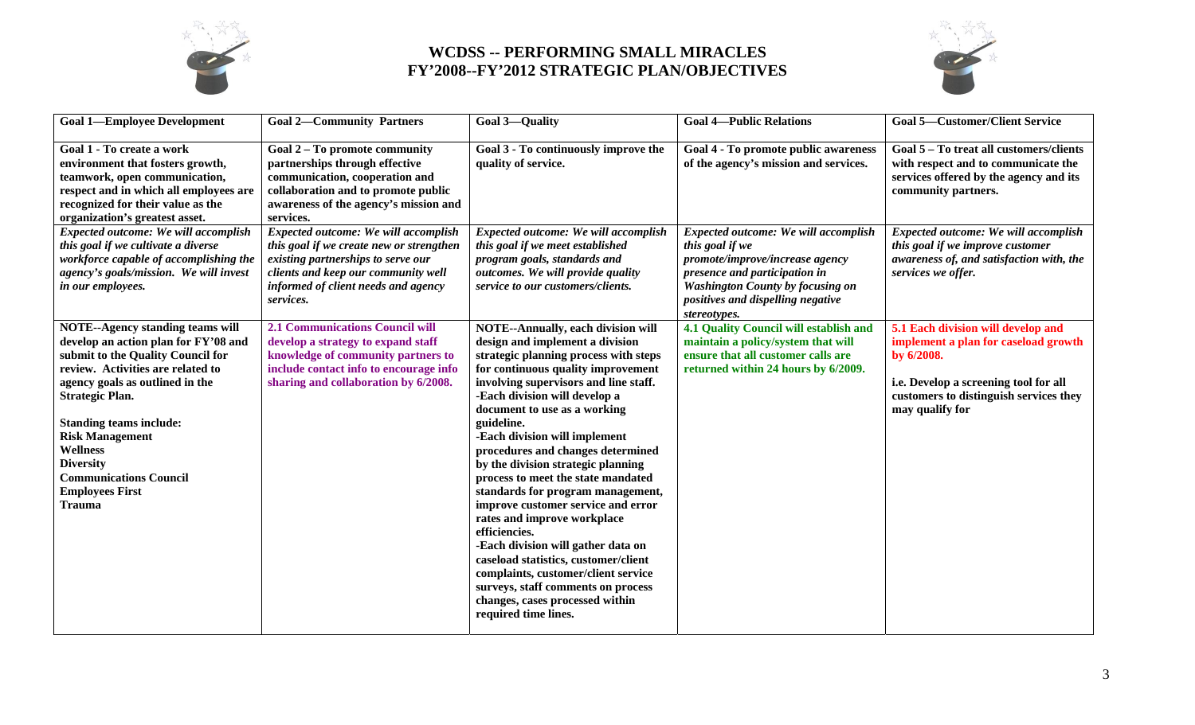# WCDSS -- PERFORMING SMALL MIRACLES
## FY'2008--FY'2012 STRATEGIC PLAN/OBJECTIVES

| Goal 1—Employee Development | Goal 2—Community Partners | Goal 3—Quality | Goal 4—Public Relations | Goal 5—Customer/Client Service |
|---|---|---|---|---|
| **Goal 1 - To create a work environment that fosters growth, teamwork, open communication, respect and in which all employees are recognized for their value as the organization's greatest asset.** | **Goal 2 – To promote community partnerships through effective communication, cooperation and collaboration and to promote public awareness of the agency's mission and services.** | **Goal 3 - To continuously improve the quality of service.** | **Goal 4 - To promote public awareness of the agency's mission and services.** | **Goal 5 – To treat all customers/clients with respect and to communicate the services offered by the agency and its community partners.** |
| ***Expected outcome: We will accomplish this goal if we cultivate a diverse workforce capable of accomplishing the agency's goals/mission. We will invest in our employees.*** | ***Expected outcome: We will accomplish this goal if we create new or strengthen existing partnerships to serve our clients and keep our community well informed of client needs and agency services.*** | ***Expected outcome: We will accomplish this goal if we meet established program goals, standards and outcomes. We will provide quality service to our customers/clients.*** | ***Expected outcome: We will accomplish this goal if we promote/improve/increase agency presence and participation in Washington County by focusing on positives and dispelling negative stereotypes.*** | ***Expected outcome: We will accomplish this goal if we improve customer awareness of, and satisfaction with, the services we offer.*** |
| **NOTE--Agency standing teams will develop an action plan for FY'08 and submit to the Quality Council for review. Activities are related to agency goals as outlined in the Strategic Plan.**<br><br>**Standing teams include:**<br>**Risk Management**<br>**Wellness**<br>**Diversity**<br>**Communications Council**<br>**Employees First**<br>**Trauma** | **2.1 Communications Council will develop a strategy to expand staff knowledge of community partners to include contact info to encourage info sharing and collaboration by 6/2008.** | **NOTE--Annually, each division will design and implement a division strategic planning process with steps for continuous quality improvement involving supervisors and line staff.**<br>**-Each division will develop a document to use as a working guideline.**<br>**-Each division will implement procedures and changes determined by the division strategic planning process to meet the state mandated standards for program management, improve customer service and error rates and improve workplace efficiencies.**<br>**-Each division will gather data on caseload statistics, customer/client complaints, customer/client service surveys, staff comments on process changes, cases processed within required time lines.** | **4.1 Quality Council will establish and maintain a policy/system that will ensure that all customer calls are returned within 24 hours by 6/2009.** | **5.1 Each division will develop and implement a plan for caseload growth by 6/2008.**<br><br>**i.e. Develop a screening tool for all customers to distinguish services they may qualify for** |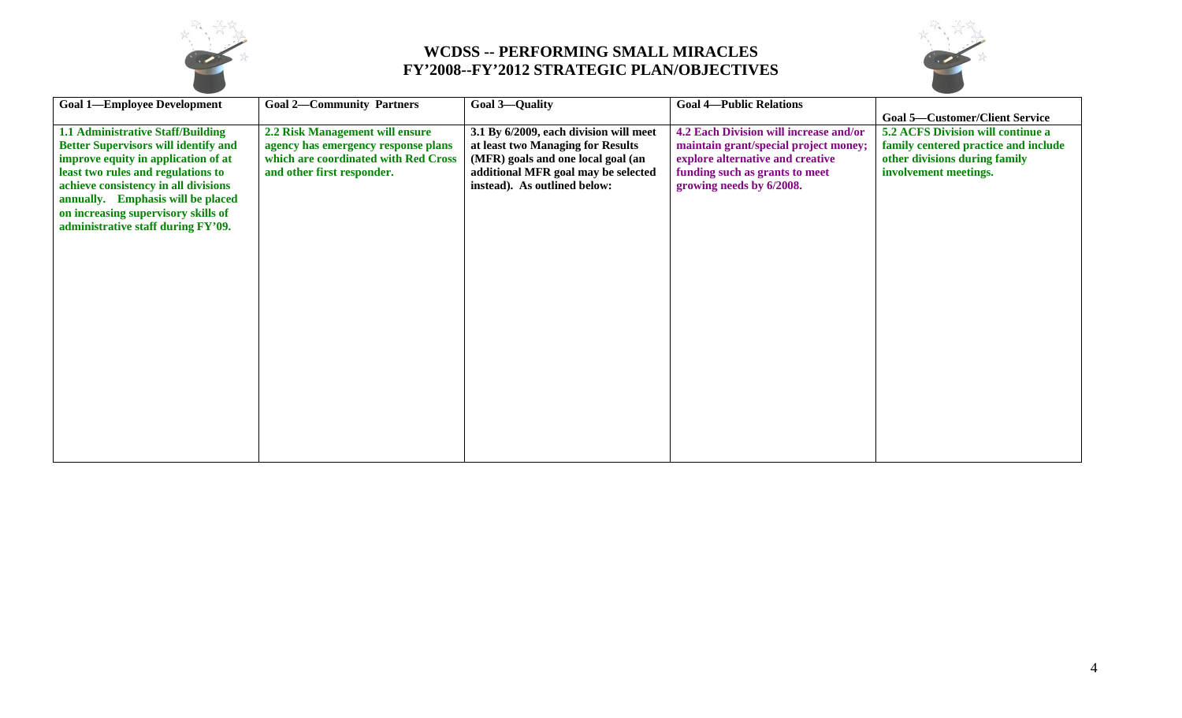# WCDSS -- PERFORMING SMALL MIRACLES
## FY'2008--FY'2012 STRATEGIC PLAN/OBJECTIVES

| Goal 1—Employee Development | Goal 2—Community Partners | Goal 3—Quality | Goal 4—Public Relations | Goal 5—Customer/Client Service |
|---|---|---|---|---|
| **1.1 Administrative Staff/Building Better Supervisors will identify and improve equity in application of at least two rules and regulations to achieve consistency in all divisions annually. Emphasis will be placed on increasing supervisory skills of administrative staff during FY'09.** | **2.2 Risk Management will ensure agency has emergency response plans which are coordinated with Red Cross and other first responder.** | **3.1 By 6/2009, each division will meet at least two Managing for Results (MFR) goals and one local goal (an additional MFR goal may be selected instead). As outlined below:** | **4.2 Each Division will increase and/or maintain grant/special project money; explore alternative and creative funding such as grants to meet growing needs by 6/2008.** | **5.2 ACFS Division will continue a family centered practice and include other divisions during family involvement meetings.** |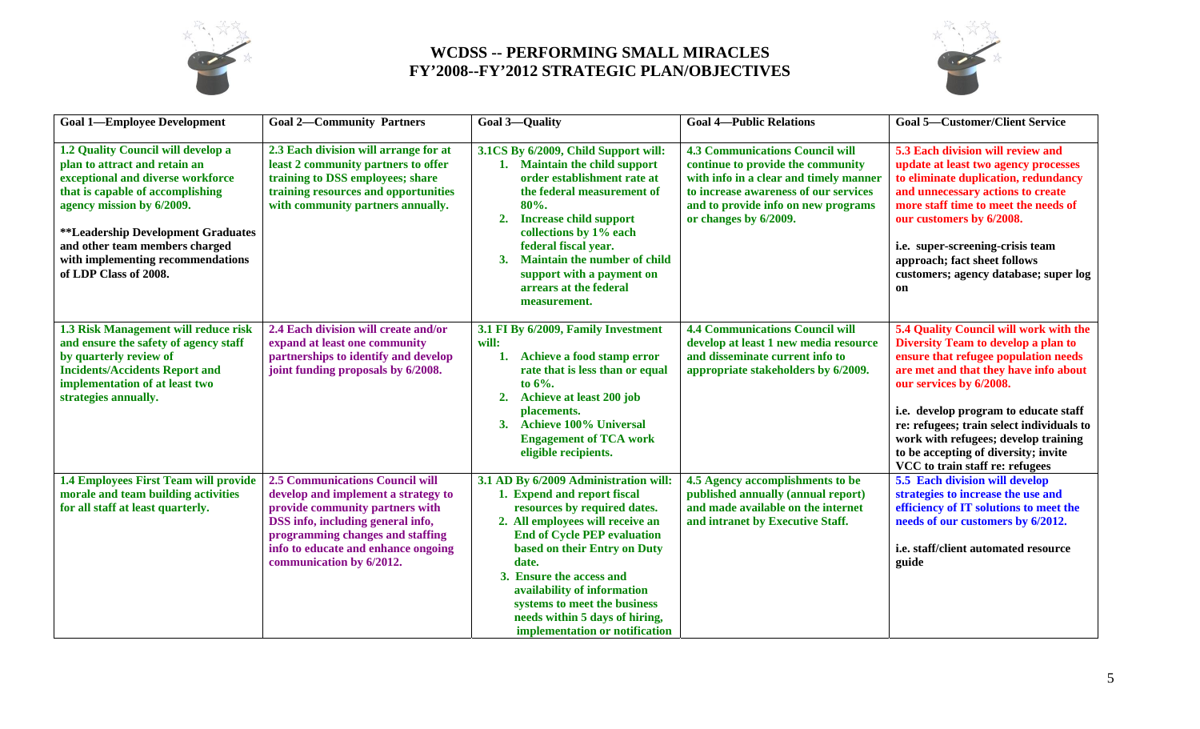# WCDSS -- PERFORMING SMALL MIRACLES
## FY'2008--FY'2012 STRATEGIC PLAN/OBJECTIVES

| Goal 1—Employee Development | Goal 2—Community Partners | Goal 3—Quality | Goal 4—Public Relations | Goal 5—Customer/Client Service |
|---|---|---|---|---|
| **1.2 Quality Council will develop a plan to attract and retain an exceptional and diverse workforce that is capable of accomplishing agency mission by 6/2009.**<br><br>**Leadership Development Graduates and other team members charged with implementing recommendations of LDP Class of 2008.** | **2.3 Each division will arrange for at least 2 community partners to offer training to DSS employees; share training resources and opportunities with community partners annually.** | **3.1CS By 6/2009, Child Support will:**<br>1. **Maintain the child support order establishment rate at the federal measurement of 80%.**<br>2. **Increase child support collections by 1% each federal fiscal year.**<br>3. **Maintain the number of child support with a payment on arrears at the federal measurement.** | **4.3 Communications Council will continue to provide the community with info in a clear and timely manner to increase awareness of our services and to provide info on new programs or changes by 6/2009.** | **5.3 Each division will review and update at least two agency processes to eliminate duplication, redundancy and unnecessary actions to create more staff time to meet the needs of our customers by 6/2008.**<br><br>**i.e. super-screening-crisis team approach; fact sheet follows customers; agency database; super log on** |
| **1.3 Risk Management will reduce risk and ensure the safety of agency staff by quarterly review of Incidents/Accidents Report and implementation of at least two strategies annually.** | **2.4 Each division will create and/or expand at least one community partnerships to identify and develop joint funding proposals by 6/2008.** | **3.1 FI By 6/2009, Family Investment will:**<br>1. **Achieve a food stamp error rate that is less than or equal to 6%.**<br>2. **Achieve at least 200 job placements.**<br>3. **Achieve 100% Universal Engagement of TCA work eligible recipients.** | **4.4 Communications Council will develop at least 1 new media resource and disseminate current info to appropriate stakeholders by 6/2009.** | **5.4 Quality Council will work with the Diversity Team to develop a plan to ensure that refugee population needs are met and that they have info about our services by 6/2008.**<br><br>**i.e. develop program to educate staff re: refugees; train select individuals to work with refugees; develop training to be accepting of diversity; invite VCC to train staff re: refugees** |
| **1.4 Employees First Team will provide morale and team building activities for all staff at least quarterly.** | **2.5 Communications Council will develop and implement a strategy to provide community partners with DSS info, including general info, programming changes and staffing info to educate and enhance ongoing communication by 6/2012.** | **3.1 AD By 6/2009 Administration will:**<br>1. **Expend and report fiscal resources by required dates.**<br>2. **All employees will receive an End of Cycle PEP evaluation based on their Entry on Duty date.**<br>3. **Ensure the access and availability of information systems to meet the business needs within 5 days of hiring, implementation or notification** | **4.5 Agency accomplishments to be published annually (annual report) and made available on the internet and intranet by Executive Staff.** | **5.5 Each division will develop strategies to increase the use and efficiency of IT solutions to meet the needs of our customers by 6/2012.**<br><br>**i.e. staff/client automated resource guide** |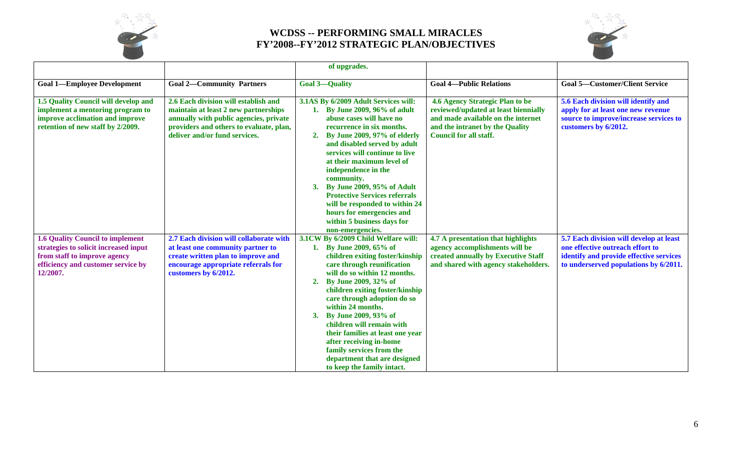# WCDSS -- PERFORMING SMALL MIRACLES
# FY'2008--FY'2012 STRATEGIC PLAN/OBJECTIVES

| | | | | |
|---|---|---|---|---|
| | | **of upgrades.** | | |
| **Goal 1—Employee Development** | **Goal 2—Community Partners** | **Goal 3—Quality** | **Goal 4—Public Relations** | **Goal 5—Customer/Client Service** |
| **1.5 Quality Council will develop and implement a mentoring program to improve acclimation and improve retention of new staff by 2/2009.** | **2.6 Each division will establish and maintain at least 2 new partnerships annually with public agencies, private providers and others to evaluate, plan, deliver and/or fund services.** | **3.1AS By 6/2009 Adult Services will:** 1. **By June 2009, 96% of adult abuse cases will have no recurrence in six months.** 2. **By June 2009, 97% of elderly and disabled served by adult services will continue to live at their maximum level of independence in the community.** 3. **By June 2009, 95% of Adult Protective Services referrals will be responded to within 24 hours for emergencies and within 5 business days for non-emergencies.** | **4.6 Agency Strategic Plan to be reviewed/updated at least biennially and made available on the internet and the intranet by the Quality Council for all staff.** | **5.6 Each division will identify and apply for at least one new revenue source to improve/increase services to customers by 6/2012.** |
| **1.6 Quality Council to implement strategies to solicit increased input from staff to improve agency efficiency and customer service by 12/2007.** | **2.7 Each division will collaborate with at least one community partner to create written plan to improve and encourage appropriate referrals for customers by 6/2012.** | **3.1CW By 6/2009 Child Welfare will:** 1. **By June 2009, 65% of children exiting foster/kinship care through reunification will do so within 12 months.** 2. **By June 2009, 32% of children exiting foster/kinship care through adoption do so within 24 months.** 3. **By June 2009, 93% of children will remain with their families at least one year after receiving in-home family services from the department that are designed to keep the family intact.** | **4.7 A presentation that highlights agency accomplishments will be created annually by Executive Staff and shared with agency stakeholders.** | **5.7 Each division will develop at least one effective outreach effort to identify and provide effective services to underserved populations by 6/2011.** |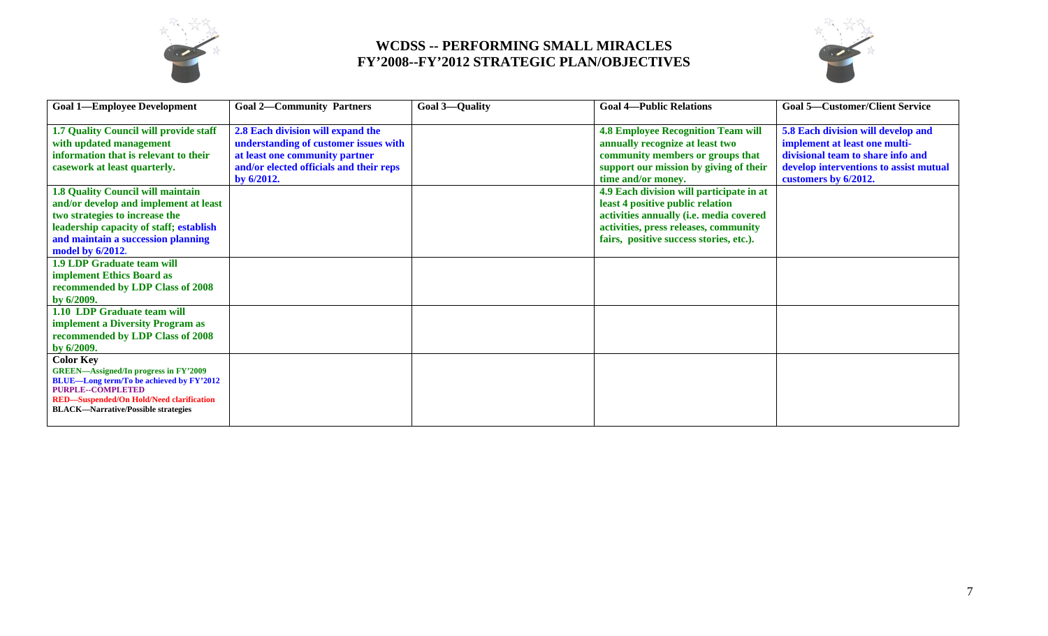# WCDSS -- PERFORMING SMALL MIRACLES
# FY'2008--FY'2012 STRATEGIC PLAN/OBJECTIVES

| Goal 1—Employee Development | Goal 2—Community Partners | Goal 3—Quality | Goal 4—Public Relations | Goal 5—Customer/Client Service |
|---|---|---|---|---|
| **1.7 Quality Council will provide staff with updated management information that is relevant to their casework at least quarterly.** | **2.8 Each division will expand the understanding of customer issues with at least one community partner and/or elected officials and their reps by 6/2012.** | | **4.8 Employee Recognition Team will annually recognize at least two community members or groups that support our mission by giving of their time and/or money.** | **5.8 Each division will develop and implement at least one multi-divisional team to share info and develop interventions to assist mutual customers by 6/2012.** |
| **1.8 Quality Council will maintain and/or develop and implement at least two strategies to increase the leadership capacity of staff; establish and maintain a succession planning model by 6/2012.** | | | **4.9 Each division will participate in at least 4 positive public relation activities annually (i.e. media covered activities, press releases, community fairs, positive success stories, etc.).** | |
| **1.9 LDP Graduate team will implement Ethics Board as recommended by LDP Class of 2008 by 6/2009.** | | | | |
| **1.10 LDP Graduate team will implement a Diversity Program as recommended by LDP Class of 2008 by 6/2009.** | | | | |
| **Color Key**<br>**GREEN—Assigned/In progress in FY'2009**<br>**BLUE—Long term/To be achieved by FY'2012**<br>**PURPLE--COMPLETED**<br>**RED—Suspended/On Hold/Need clarification**<br>**BLACK—Narrative/Possible strategies** | | | | |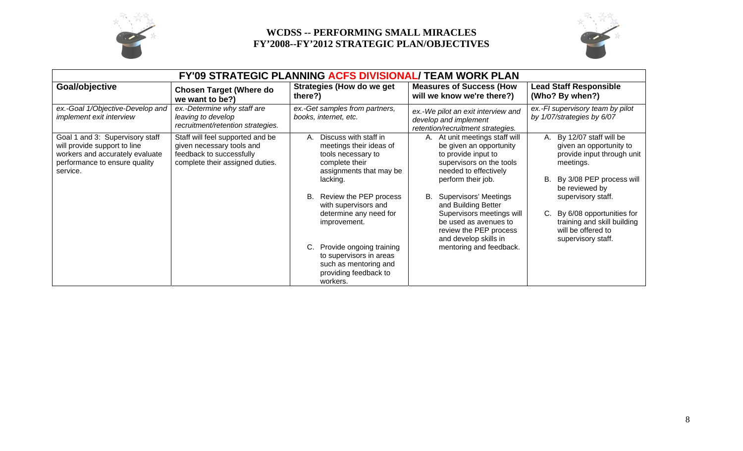# WCDSS -- PERFORMING SMALL MIRACLES
## FY'2008--FY'2012 STRATEGIC PLAN/OBJECTIVES

| FY'09 STRATEGIC PLANNING ACFS DIVISIONAL/ TEAM WORK PLAN | | | | |
|---|---|---|---|---|
| **Goal/objective** | **Chosen Target (Where do we want to be?)** | **Strategies (How do we get there?)** | **Measures of Success (How will we know we're there?)** | **Lead Staff Responsible (Who? By when?)** |
| *ex.-Goal 1/Objective-Develop and implement exit interview* | *ex.-Determine why staff are leaving to develop recruitment/retention strategies.* | *ex.-Get samples from partners, books, internet, etc.* | *ex.-We pilot an exit interview and develop and implement retention/recruitment strategies.* | *ex.-FI supervisory team by pilot by 1/07/strategies by 6/07* |
| Goal 1 and 3: Supervisory staff will provide support to line workers and accurately evaluate performance to ensure quality service. | Staff will feel supported and be given necessary tools and feedback to successfully complete their assigned duties. | A. Discuss with staff in meetings their ideas of tools necessary to complete their assignments that may be lacking.<br><br>B. Review the PEP process with supervisors and determine any need for improvement.<br><br>C. Provide ongoing training to supervisors in areas such as mentoring and providing feedback to workers. | A. At unit meetings staff will be given an opportunity to provide input to supervisors on the tools needed to effectively perform their job.<br><br>B. Supervisors' Meetings and Building Better Supervisors meetings will be used as avenues to review the PEP process and develop skills in mentoring and feedback. | A. By 12/07 staff will be given an opportunity to provide input through unit meetings.<br><br>B. By 3/08 PEP process will be reviewed by supervisory staff.<br><br>C. By 6/08 opportunities for training and skill building will be offered to supervisory staff. |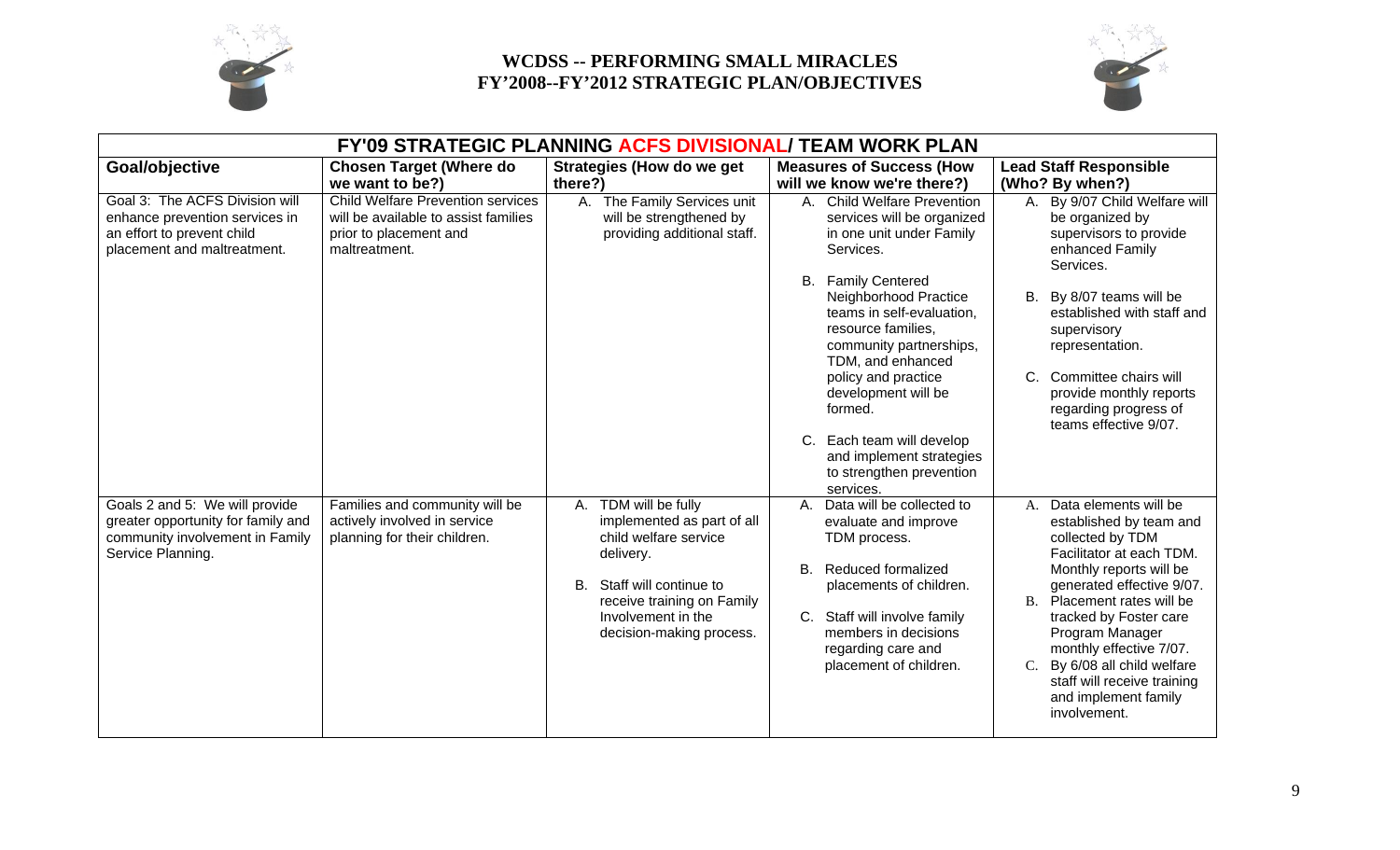**WCDSS -- PERFORMING SMALL MIRACLES**
**FY'2008--FY'2012 STRATEGIC PLAN/OBJECTIVES**

| FY'09 STRATEGIC PLANNING ACFS DIVISIONAL/ TEAM WORK PLAN | | | | |
|---|---|---|---|---|
| **Goal/objective** | **Chosen Target (Where do we want to be?)** | **Strategies (How do we get there?)** | **Measures of Success (How will we know we're there?)** | **Lead Staff Responsible (Who? By when?)** |
| Goal 3: The ACFS Division will enhance prevention services in an effort to prevent child placement and maltreatment. | Child Welfare Prevention services will be available to assist families prior to placement and maltreatment. | A. The Family Services unit will be strengthened by providing additional staff. | A. Child Welfare Prevention services will be organized in one unit under Family Services.<br><br>B. Family Centered Neighborhood Practice teams in self-evaluation, resource families, community partnerships, TDM, and enhanced policy and practice development will be formed.<br><br>C. Each team will develop and implement strategies to strengthen prevention services. | A. By 9/07 Child Welfare will be organized by supervisors to provide enhanced Family Services.<br><br>B. By 8/07 teams will be established with staff and supervisory representation.<br><br>C. Committee chairs will provide monthly reports regarding progress of teams effective 9/07. |
| Goals 2 and 5: We will provide greater opportunity for family and community involvement in Family Service Planning. | Families and community will be actively involved in service planning for their children. | A. TDM will be fully implemented as part of all child welfare service delivery.<br><br>B. Staff will continue to receive training on Family Involvement in the decision-making process. | A. Data will be collected to evaluate and improve TDM process.<br><br>B. Reduced formalized placements of children.<br><br>C. Staff will involve family members in decisions regarding care and placement of children. | A. Data elements will be established by team and collected by TDM Facilitator at each TDM. Monthly reports will be generated effective 9/07.<br>B. Placement rates will be tracked by Foster care Program Manager monthly effective 7/07.<br>C. By 6/08 all child welfare staff will receive training and implement family involvement. |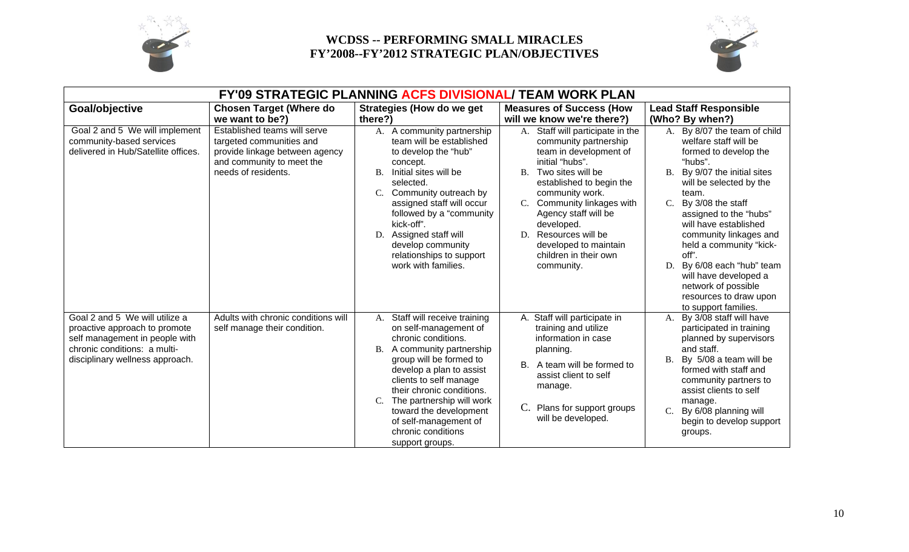# WCDSS -- PERFORMING SMALL MIRACLES
# FY'2008--FY'2012 STRATEGIC PLAN/OBJECTIVES

| FY'09 STRATEGIC PLANNING ACFS DIVISIONAL/ TEAM WORK PLAN | | | | |
|---|---|---|---|---|
| **Goal/objective** | **Chosen Target (Where do we want to be?)** | **Strategies (How do we get there?)** | **Measures of Success (How will we know we're there?)** | **Lead Staff Responsible (Who? By when?)** |
| Goal 2 and 5 We will implement community-based services delivered in Hub/Satellite offices. | Established teams will serve targeted communities and provide linkage between agency and community to meet the needs of residents. | A. A community partnership team will be established to develop the "hub" concept.<br>B. Initial sites will be selected.<br>C. Community outreach by assigned staff will occur followed by a "community kick-off".<br>D. Assigned staff will develop community relationships to support work with families. | A. Staff will participate in the community partnership team in development of initial "hubs".<br>B. Two sites will be established to begin the community work.<br>C. Community linkages with Agency staff will be developed.<br>D. Resources will be developed to maintain children in their own community. | A. By 8/07 the team of child welfare staff will be formed to develop the "hubs".<br>B. By 9/07 the initial sites will be selected by the team.<br>C. By 3/08 the staff assigned to the "hubs" will have established community linkages and held a community "kick-off".<br>D. By 6/08 each "hub" team will have developed a network of possible resources to draw upon to support families. |
| Goal 2 and 5 We will utilize a proactive approach to promote self management in people with chronic conditions: a multi-disciplinary wellness approach. | Adults with chronic conditions will self manage their condition. | A. Staff will receive training on self-management of chronic conditions.<br>B. A community partnership group will be formed to develop a plan to assist clients to self manage their chronic conditions.<br>C. The partnership will work toward the development of self-management of chronic conditions support groups. | A. Staff will participate in training and utilize information in case planning.<br>B. A team will be formed to assist client to self manage.<br>C. Plans for support groups will be developed. | A. By 3/08 staff will have participated in training planned by supervisors and staff.<br>B. By 5/08 a team will be formed with staff and community partners to assist clients to self manage.<br>C. By 6/08 planning will begin to develop support groups. |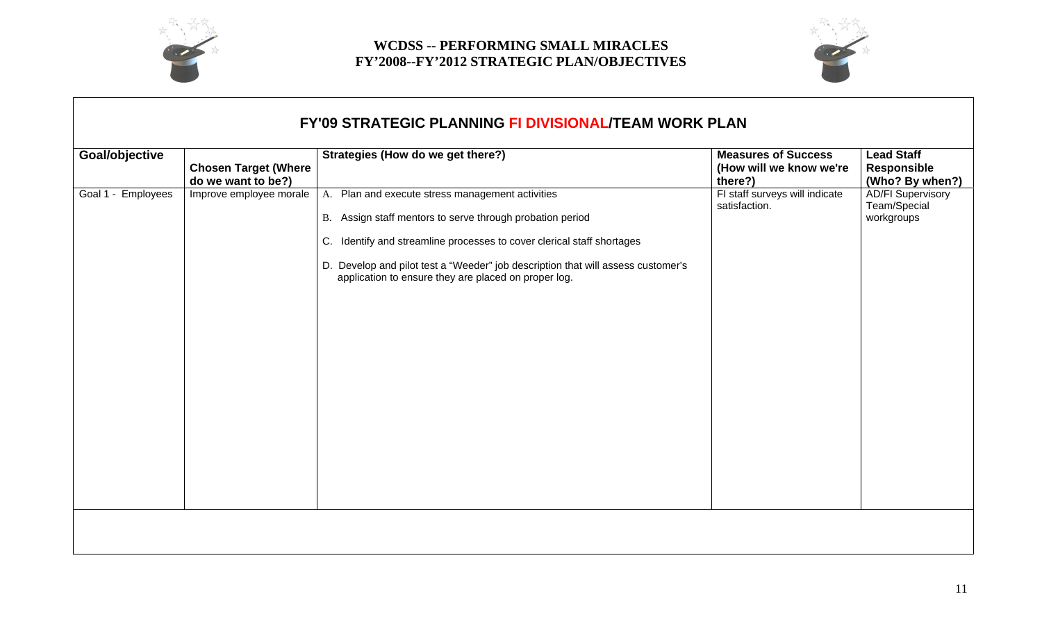# WCDSS -- PERFORMING SMALL MIRACLES
# FY'2008--FY'2012 STRATEGIC PLAN/OBJECTIVES

## FY'09 STRATEGIC PLANNING FI DIVISIONAL/TEAM WORK PLAN

| Goal/objective | Chosen Target (Where do we want to be?) | Strategies (How do we get there?) | Measures of Success (How will we know we're there?) | Lead Staff Responsible (Who? By when?) |
|---|---|---|---|---|
| Goal 1 - Employees | Improve employee morale | A. Plan and execute stress management activities<br><br>B. Assign staff mentors to serve through probation period<br><br>C. Identify and streamline processes to cover clerical staff shortages<br><br>D. Develop and pilot test a "Weeder" job description that will assess customer's application to ensure they are placed on proper log. | FI staff surveys will indicate satisfaction. | AD/FI Supervisory Team/Special workgroups |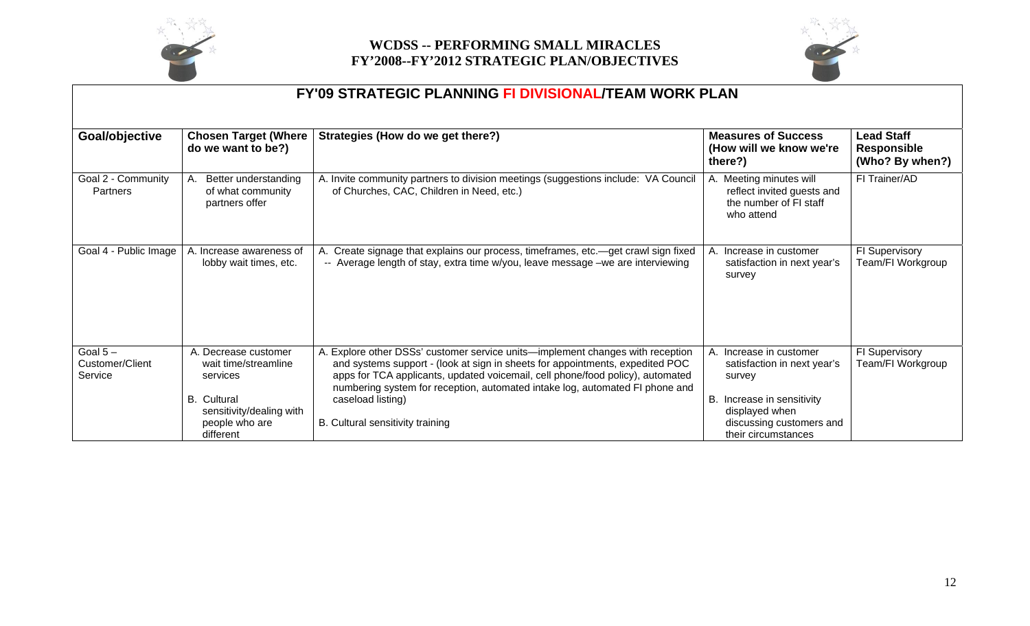# WCDSS -- PERFORMING SMALL MIRACLES
# FY'2008--FY'2012 STRATEGIC PLAN/OBJECTIVES

## FY'09 STRATEGIC PLANNING FI DIVISIONAL/TEAM WORK PLAN

| Goal/objective | Chosen Target (Where do we want to be?) | Strategies (How do we get there?) | Measures of Success (How will we know we're there?) | Lead Staff Responsible (Who? By when?) |
|---|---|---|---|---|
| Goal 2 - Community Partners | A. Better understanding of what community partners offer | A. Invite community partners to division meetings (suggestions include: VA Council of Churches, CAC, Children in Need, etc.) | A. Meeting minutes will reflect invited guests and the number of FI staff who attend | FI Trainer/AD |
| Goal 4 - Public Image | A. Increase awareness of lobby wait times, etc. | A. Create signage that explains our process, timeframes, etc.—get crawl sign fixed -- Average length of stay, extra time w/you, leave message –we are interviewing | A. Increase in customer satisfaction in next year's survey | FI Supervisory Team/FI Workgroup |
| Goal 5 – Customer/Client Service | A. Decrease customer wait time/streamline services<br><br>B. Cultural sensitivity/dealing with people who are different | A. Explore other DSSs' customer service units—implement changes with reception and systems support - (look at sign in sheets for appointments, expedited POC apps for TCA applicants, updated voicemail, cell phone/food policy), automated numbering system for reception, automated intake log, automated FI phone and caseload listing)<br><br>B. Cultural sensitivity training | A. Increase in customer satisfaction in next year's survey<br><br>B. Increase in sensitivity displayed when discussing customers and their circumstances | FI Supervisory Team/FI Workgroup |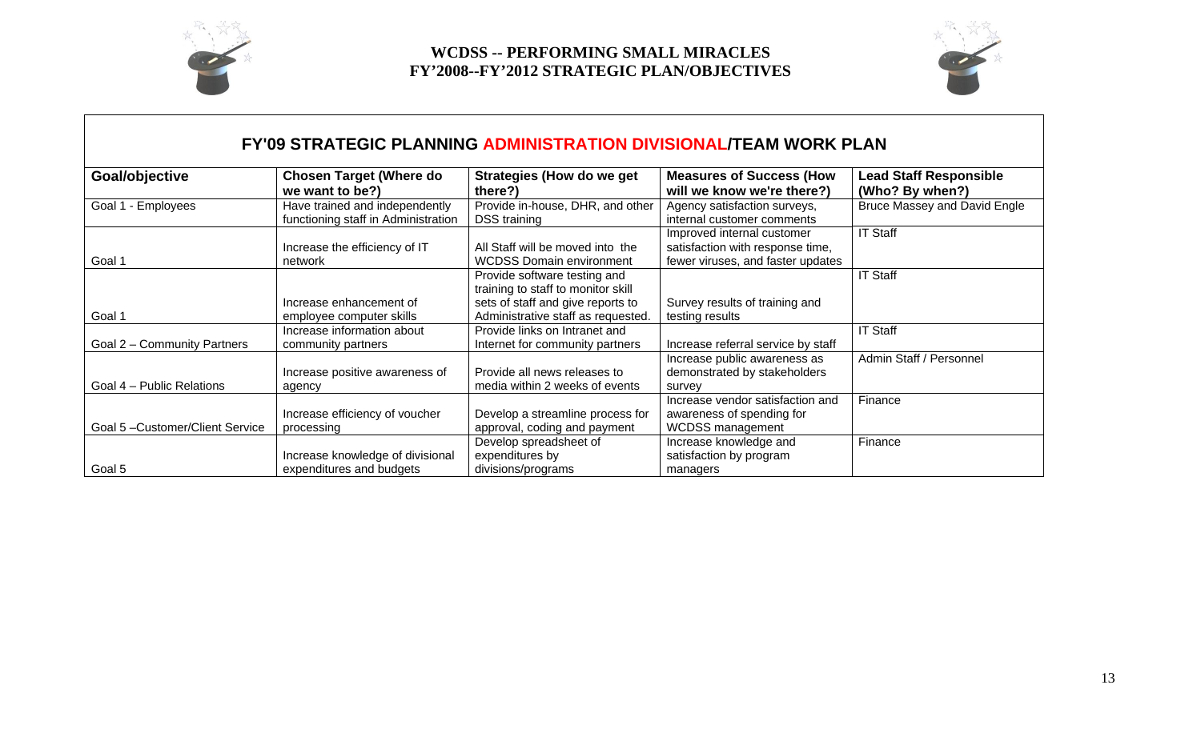**WCDSS -- PERFORMING SMALL MIRACLES**
**FY'2008--FY'2012 STRATEGIC PLAN/OBJECTIVES**

## FY'09 STRATEGIC PLANNING ADMINISTRATION DIVISIONAL/TEAM WORK PLAN

| Goal/objective | Chosen Target (Where do we want to be?) | Strategies (How do we get there?) | Measures of Success (How will we know we're there?) | Lead Staff Responsible (Who? By when?) |
|---|---|---|---|---|
| Goal 1 - Employees | Have trained and independently functioning staff in Administration | Provide in-house, DHR, and other DSS training | Agency satisfaction surveys, internal customer comments | Bruce Massey and David Engle |
| Goal 1 | Increase the efficiency of IT network | All Staff will be moved into the WCDSS Domain environment | Improved internal customer satisfaction with response time, fewer viruses, and faster updates | IT Staff |
| Goal 1 | Increase enhancement of employee computer skills | Provide software testing and training to staff to monitor skill sets of staff and give reports to Administrative staff as requested. | Survey results of training and testing results | IT Staff |
| Goal 2 – Community Partners | Increase information about community partners | Provide links on Intranet and Internet for community partners | Increase referral service by staff | IT Staff |
| Goal 4 – Public Relations | Increase positive awareness of agency | Provide all news releases to media within 2 weeks of events | Increase public awareness as demonstrated by stakeholders survey | Admin Staff / Personnel |
| Goal 5 –Customer/Client Service | Increase efficiency of voucher processing | Develop a streamline process for approval, coding and payment | Increase vendor satisfaction and awareness of spending for WCDSS management | Finance |
| Goal 5 | Increase knowledge of divisional expenditures and budgets | Develop spreadsheet of expenditures by divisions/programs | Increase knowledge and satisfaction by program managers | Finance |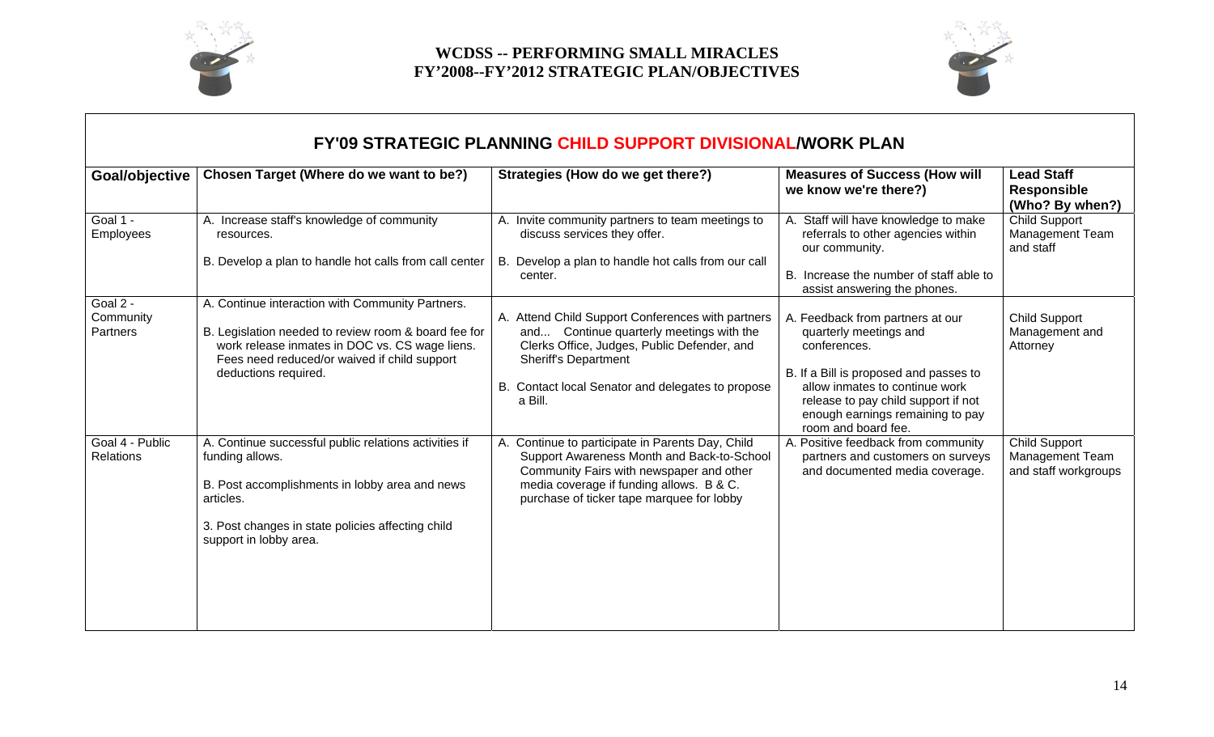# WCDSS -- PERFORMING SMALL MIRACLES
# FY'2008--FY'2012 STRATEGIC PLAN/OBJECTIVES

## FY'09 STRATEGIC PLANNING CHILD SUPPORT DIVISIONAL/WORK PLAN

| Goal/objective | Chosen Target (Where do we want to be?) | Strategies (How do we get there?) | Measures of Success (How will we know we're there?) | Lead Staff Responsible (Who? By when?) |
|---|---|---|---|---|
| Goal 1 - Employees | A. Increase staff's knowledge of community resources.<br><br>B. Develop a plan to handle hot calls from call center | A. Invite community partners to team meetings to discuss services they offer.<br><br>B. Develop a plan to handle hot calls from our call center. | A. Staff will have knowledge to make referrals to other agencies within our community.<br><br>B. Increase the number of staff able to assist answering the phones. | Child Support Management Team and staff |
| Goal 2 - Community Partners | A. Continue interaction with Community Partners.<br><br>B. Legislation needed to review room & board fee for work release inmates in DOC vs. CS wage liens. Fees need reduced/or waived if child support deductions required. | A. Attend Child Support Conferences with partners and... Continue quarterly meetings with the Clerks Office, Judges, Public Defender, and Sheriff's Department<br><br>B. Contact local Senator and delegates to propose a Bill. | A. Feedback from partners at our quarterly meetings and conferences.<br><br>B. If a Bill is proposed and passes to allow inmates to continue work release to pay child support if not enough earnings remaining to pay room and board fee. | Child Support Management and Attorney |
| Goal 4 - Public Relations | A. Continue successful public relations activities if funding allows.<br><br>B. Post accomplishments in lobby area and news articles.<br><br>3. Post changes in state policies affecting child support in lobby area. | A. Continue to participate in Parents Day, Child Support Awareness Month and Back-to-School Community Fairs with newspaper and other media coverage if funding allows. B & C. purchase of ticker tape marquee for lobby | A. Positive feedback from community partners and customers on surveys and documented media coverage. | Child Support Management Team and staff workgroups |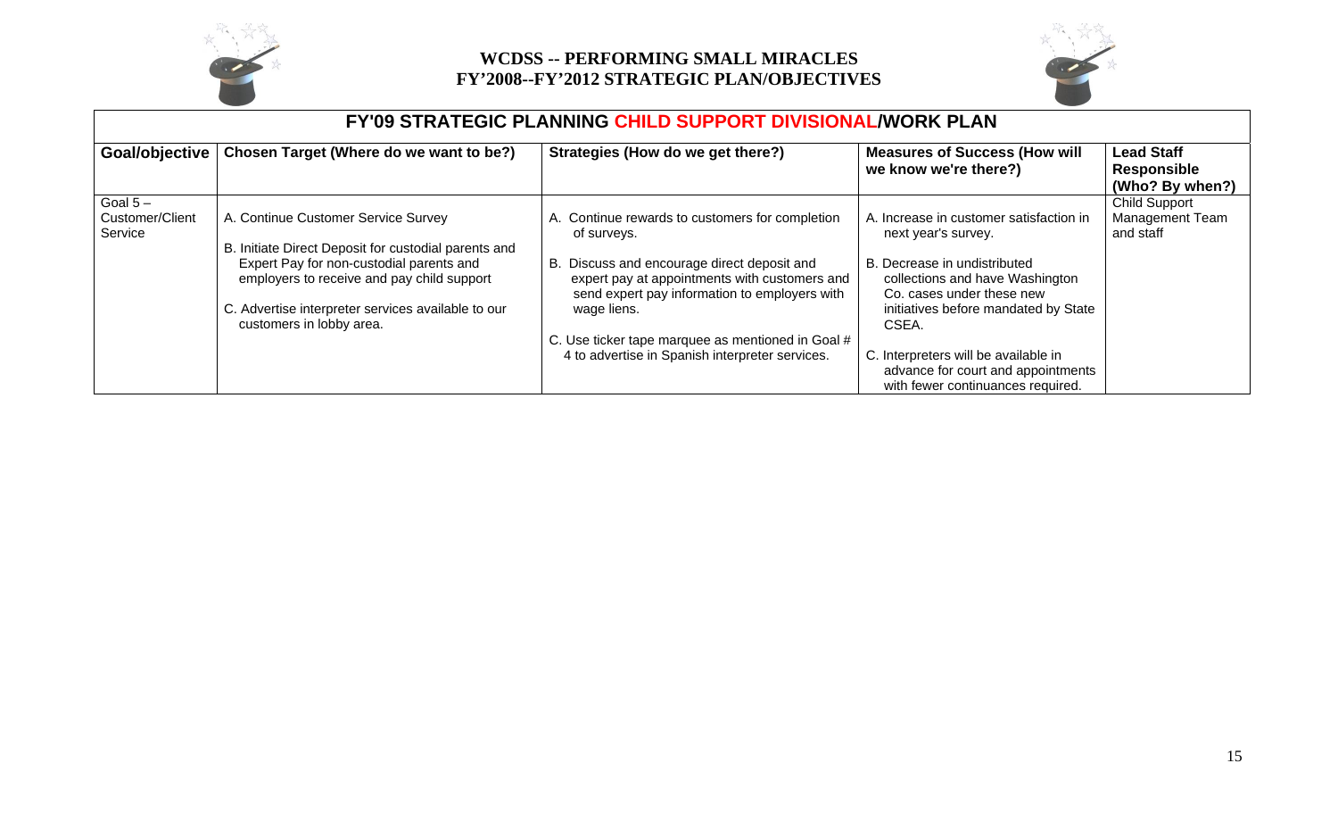# WCDSS -- PERFORMING SMALL MIRACLES
# FY'2008--FY'2012 STRATEGIC PLAN/OBJECTIVES

## FY'09 STRATEGIC PLANNING CHILD SUPPORT DIVISIONAL/WORK PLAN

| Goal/objective | Chosen Target (Where do we want to be?) | Strategies (How do we get there?) | Measures of Success (How will we know we're there?) | Lead Staff Responsible (Who? By when?) |
|---|---|---|---|---|
| Goal 5 – Customer/Client Service | A. Continue Customer Service Survey<br><br>B. Initiate Direct Deposit for custodial parents and Expert Pay for non-custodial parents and employers to receive and pay child support<br><br>C. Advertise interpreter services available to our customers in lobby area. | A. Continue rewards to customers for completion of surveys.<br><br>B. Discuss and encourage direct deposit and expert pay at appointments with customers and send expert pay information to employers with wage liens.<br><br>C. Use ticker tape marquee as mentioned in Goal # 4 to advertise in Spanish interpreter services. | A. Increase in customer satisfaction in next year's survey.<br><br>B. Decrease in undistributed collections and have Washington Co. cases under these new initiatives before mandated by State CSEA.<br><br>C. Interpreters will be available in advance for court and appointments with fewer continuances required. | Child Support Management Team and staff |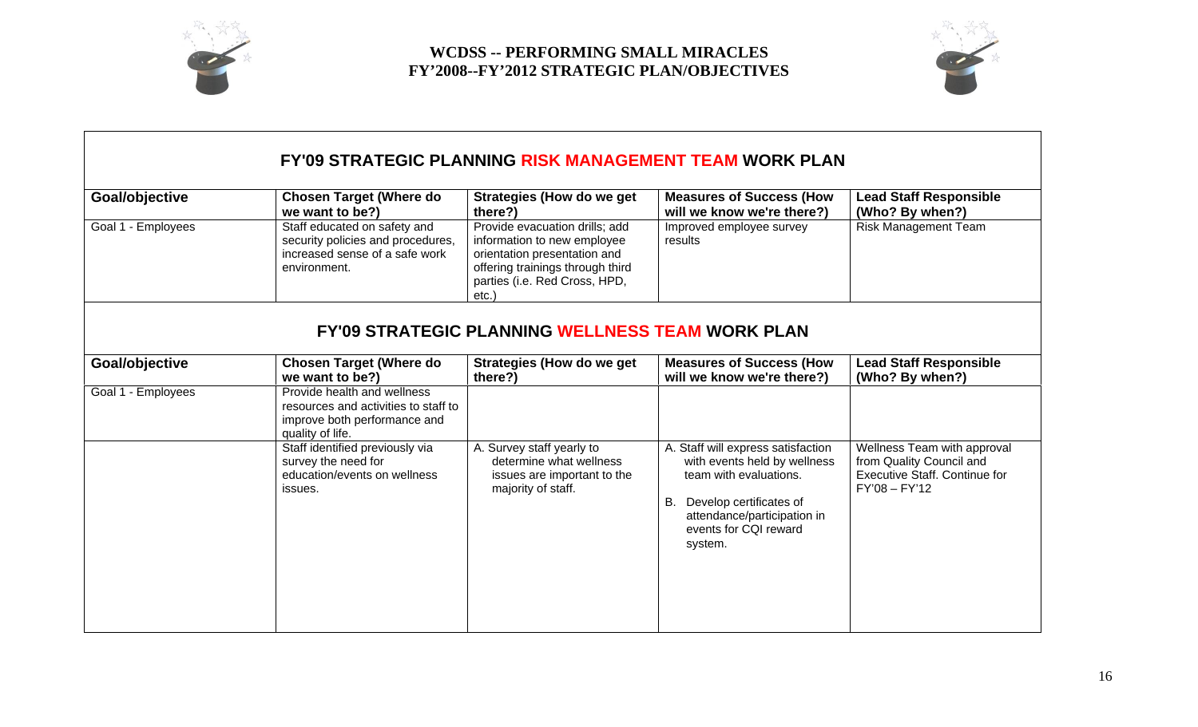# WCDSS -- PERFORMING SMALL MIRACLES
# FY'2008--FY'2012 STRATEGIC PLAN/OBJECTIVES

## FY'09 STRATEGIC PLANNING RISK MANAGEMENT TEAM WORK PLAN

| Goal/objective | Chosen Target (Where do we want to be?) | Strategies (How do we get there?) | Measures of Success (How will we know we're there?) | Lead Staff Responsible (Who? By when?) |
|---|---|---|---|---|
| Goal 1 - Employees | Staff educated on safety and security policies and procedures, increased sense of a safe work environment. | Provide evacuation drills; add information to new employee orientation presentation and offering trainings through third parties (i.e. Red Cross, HPD, etc.) | Improved employee survey results | Risk Management Team |

## FY'09 STRATEGIC PLANNING WELLNESS TEAM WORK PLAN

| Goal/objective | Chosen Target (Where do we want to be?) | Strategies (How do we get there?) | Measures of Success (How will we know we're there?) | Lead Staff Responsible (Who? By when?) |
|---|---|---|---|---|
| Goal 1 - Employees | Provide health and wellness resources and activities to staff to improve both performance and quality of life. | | | |
| | Staff identified previously via survey the need for education/events on wellness issues. | A. Survey staff yearly to determine what wellness issues are important to the majority of staff. | A. Staff will express satisfaction with events held by wellness team with evaluations.<br><br>B. Develop certificates of attendance/participation in events for CQI reward system. | Wellness Team with approval from Quality Council and Executive Staff. Continue for FY'08 – FY'12 |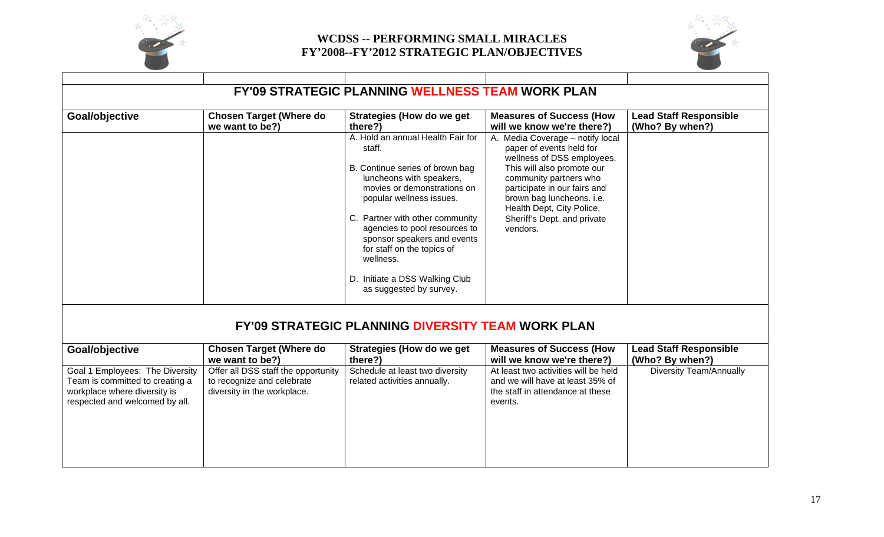# WCDSS -- PERFORMING SMALL MIRACLES
# FY'2008--FY'2012 STRATEGIC PLAN/OBJECTIVES

## FY'09 STRATEGIC PLANNING WELLNESS TEAM WORK PLAN

| Goal/objective | Chosen Target (Where do we want to be?) | Strategies (How do we get there?) | Measures of Success (How will we know we're there?) | Lead Staff Responsible (Who? By when?) |
|---|---|---|---|---|
| | | A. Hold an annual Health Fair for staff.<br><br>B. Continue series of brown bag luncheons with speakers, movies or demonstrations on popular wellness issues.<br><br>C. Partner with other community agencies to pool resources to sponsor speakers and events for staff on the topics of wellness.<br><br>D. Initiate a DSS Walking Club as suggested by survey. | A. Media Coverage – notify local paper of events held for wellness of DSS employees. This will also promote our community partners who participate in our fairs and brown bag luncheons. i.e. Health Dept, City Police, Sheriff's Dept. and private vendors. | |

## FY'09 STRATEGIC PLANNING DIVERSITY TEAM WORK PLAN

| Goal/objective | Chosen Target (Where do we want to be?) | Strategies (How do we get there?) | Measures of Success (How will we know we're there?) | Lead Staff Responsible (Who? By when?) |
|---|---|---|---|---|
| Goal 1 Employees: The Diversity Team is committed to creating a workplace where diversity is respected and welcomed by all. | Offer all DSS staff the opportunity to recognize and celebrate diversity in the workplace. | Schedule at least two diversity related activities annually. | At least two activities will be held and we will have at least 35% of the staff in attendance at these events. | Diversity Team/Annually |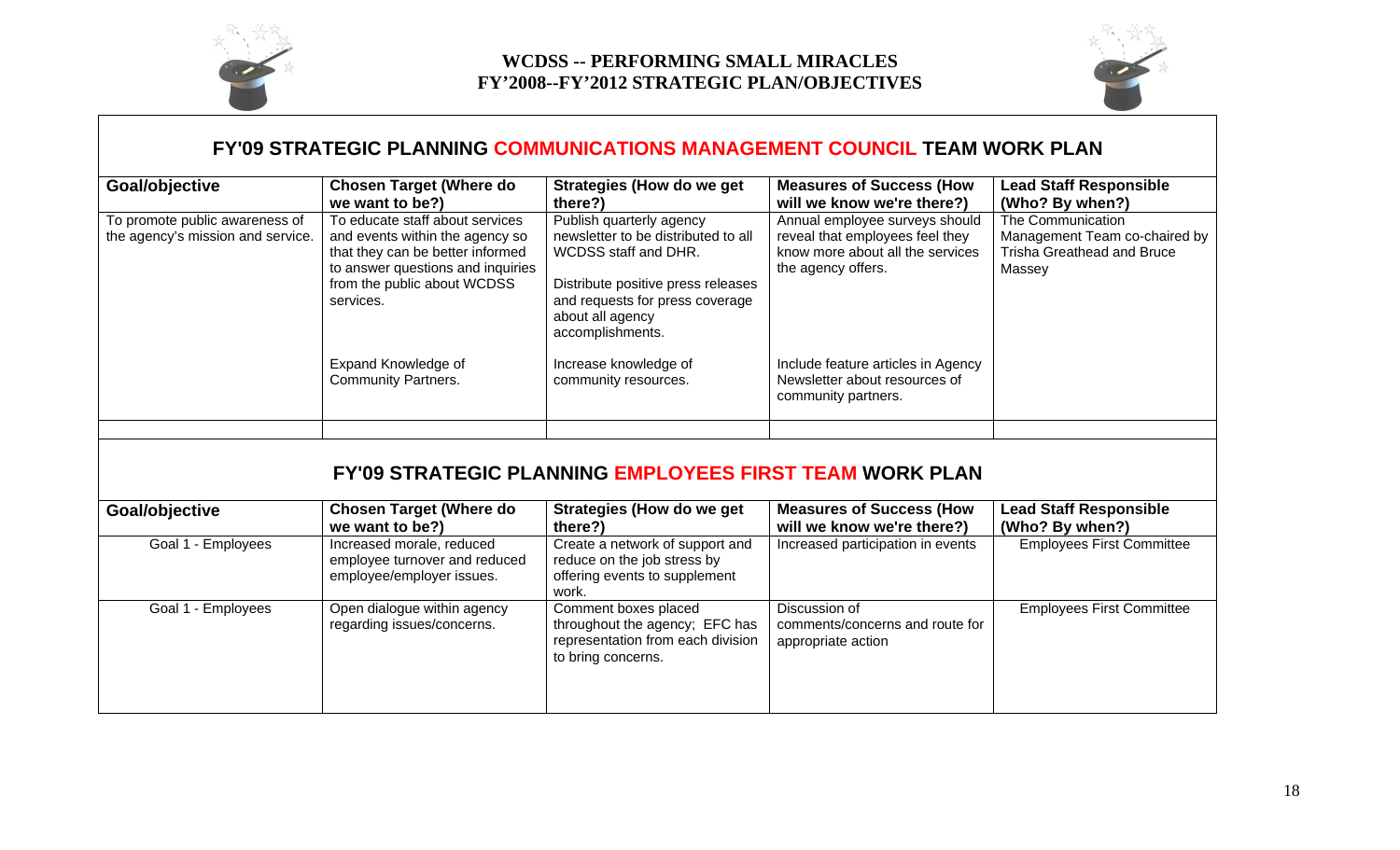# WCDSS -- PERFORMING SMALL MIRACLES
# FY'2008--FY'2012 STRATEGIC PLAN/OBJECTIVES

## FY'09 STRATEGIC PLANNING COMMUNICATIONS MANAGEMENT COUNCIL TEAM WORK PLAN

| Goal/objective | Chosen Target (Where do we want to be?) | Strategies (How do we get there?) | Measures of Success (How will we know we're there?) | Lead Staff Responsible (Who? By when?) |
|---|---|---|---|---|
| To promote public awareness of the agency's mission and service. | To educate staff about services and events within the agency so that they can be better informed to answer questions and inquiries from the public about WCDSS services.<br><br>Expand Knowledge of Community Partners. | Publish quarterly agency newsletter to be distributed to all WCDSS staff and DHR.<br><br>Distribute positive press releases and requests for press coverage about all agency accomplishments.<br><br>Increase knowledge of community resources. | Annual employee surveys should reveal that employees feel they know more about all the services the agency offers.<br><br>Include feature articles in Agency Newsletter about resources of community partners. | The Communication Management Team co-chaired by Trisha Greathead and Bruce Massey |
| | | | | |

## FY'09 STRATEGIC PLANNING EMPLOYEES FIRST TEAM WORK PLAN

| Goal/objective | Chosen Target (Where do we want to be?) | Strategies (How do we get there?) | Measures of Success (How will we know we're there?) | Lead Staff Responsible (Who? By when?) |
|---|---|---|---|---|
| Goal 1 - Employees | Increased morale, reduced employee turnover and reduced employee/employer issues. | Create a network of support and reduce on the job stress by offering events to supplement work. | Increased participation in events | Employees First Committee |
| Goal 1 - Employees | Open dialogue within agency regarding issues/concerns. | Comment boxes placed throughout the agency; EFC has representation from each division to bring concerns. | Discussion of comments/concerns and route for appropriate action | Employees First Committee |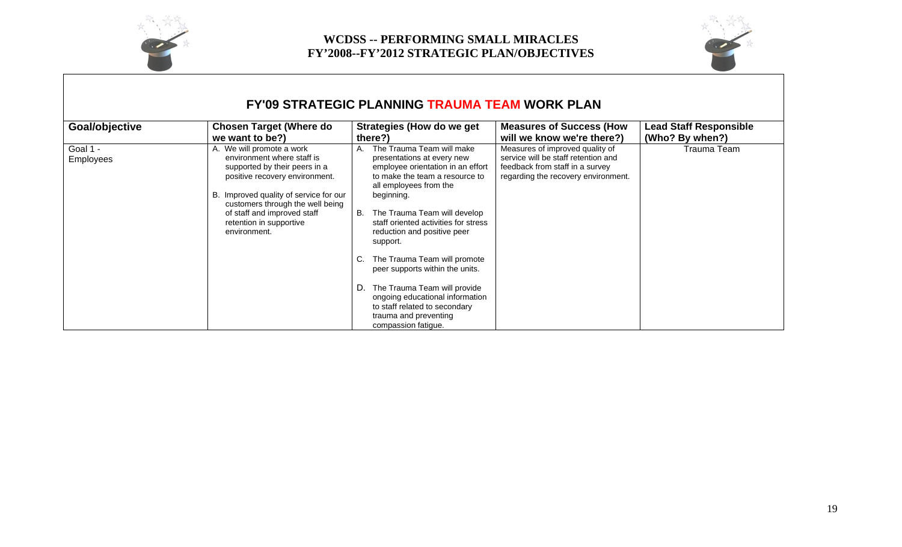# WCDSS -- PERFORMING SMALL MIRACLES
# FY'2008--FY'2012 STRATEGIC PLAN/OBJECTIVES

## FY'09 STRATEGIC PLANNING TRAUMA TEAM WORK PLAN

| Goal/objective | Chosen Target (Where do we want to be?) | Strategies (How do we get there?) | Measures of Success (How will we know we're there?) | Lead Staff Responsible (Who? By when?) |
|---|---|---|---|---|
| Goal 1 - Employees | A. We will promote a work environment where staff is supported by their peers in a positive recovery environment.<br><br>B. Improved quality of service for our customers through the well being of staff and improved staff retention in supportive environment. | A. The Trauma Team will make presentations at every new employee orientation in an effort to make the team a resource to all employees from the beginning.<br><br>B. The Trauma Team will develop staff oriented activities for stress reduction and positive peer support.<br><br>C. The Trauma Team will promote peer supports within the units.<br><br>D. The Trauma Team will provide ongoing educational information to staff related to secondary trauma and preventing compassion fatigue. | Measures of improved quality of service will be staff retention and feedback from staff in a survey regarding the recovery environment. | Trauma Team |